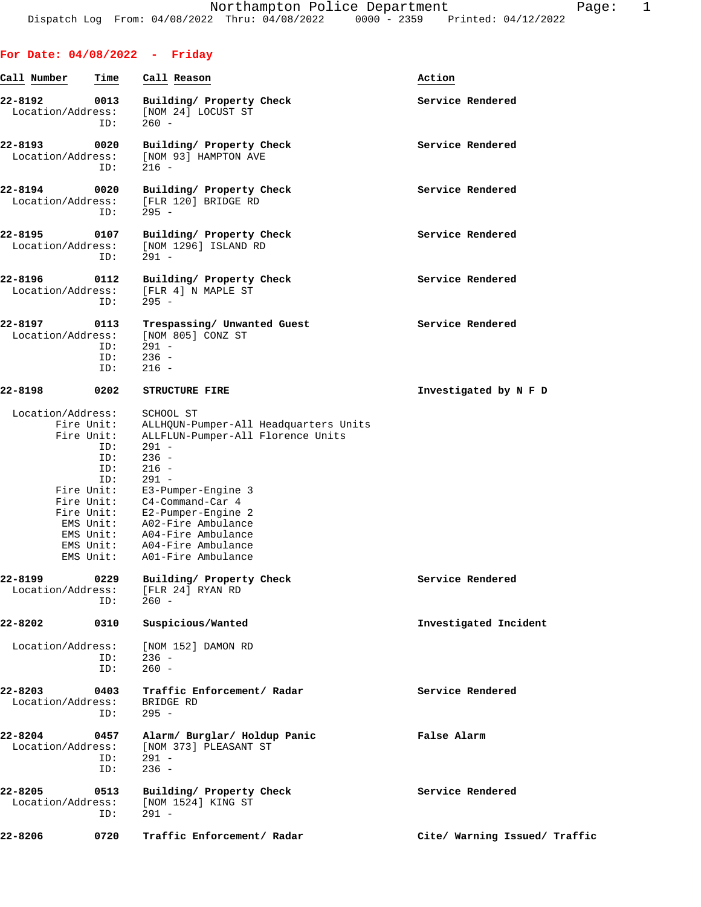Northampton Police Department

Dispatch Log From: 04/08/2022 Thru: 04/08/2022 0000 - 2359 Printed: 04/12/2022

## For Date: 04/08/2022 - Friday

| Call Number | Time | Call Reason | Action |
|---|---|---|---|
| 22-8192 | 0013 | Building/ Property Check | Service Rendered |

Location/Address: [NOM 24] LOCUST ST
ID: 260 -

| Call Number | Time | Call Reason | Action |
|---|---|---|---|
| 22-8193 | 0020 | Building/ Property Check | Service Rendered |

Location/Address: [NOM 93] HAMPTON AVE
ID: 216 -

| Call Number | Time | Call Reason | Action |
|---|---|---|---|
| 22-8194 | 0020 | Building/ Property Check | Service Rendered |

Location/Address: [FLR 120] BRIDGE RD
ID: 295 -

| Call Number | Time | Call Reason | Action |
|---|---|---|---|
| 22-8195 | 0107 | Building/ Property Check | Service Rendered |

Location/Address: [NOM 1296] ISLAND RD
ID: 291 -

| Call Number | Time | Call Reason | Action |
|---|---|---|---|
| 22-8196 | 0112 | Building/ Property Check | Service Rendered |

Location/Address: [FLR 4] N MAPLE ST
ID: 295 -

| Call Number | Time | Call Reason | Action |
|---|---|---|---|
| 22-8197 | 0113 | Trespassing/ Unwanted Guest | Service Rendered |

Location/Address: [NOM 805] CONZ ST
ID: 291 -
ID: 236 -
ID: 216 -

| Call Number | Time | Call Reason | Action |
|---|---|---|---|
| 22-8198 | 0202 | STRUCTURE FIRE | Investigated by N F D |

Location/Address: SCHOOL ST
Fire Unit: ALLHQUN-Pumper-All Headquarters Units
Fire Unit: ALLFLUN-Pumper-All Florence Units
ID: 291 -
ID: 236 -
ID: 216 -
ID: 291 -
Fire Unit: E3-Pumper-Engine 3
Fire Unit: C4-Command-Car 4
Fire Unit: E2-Pumper-Engine 2
EMS Unit: A02-Fire Ambulance
EMS Unit: A04-Fire Ambulance
EMS Unit: A04-Fire Ambulance
EMS Unit: A01-Fire Ambulance

| Call Number | Time | Call Reason | Action |
|---|---|---|---|
| 22-8199 | 0229 | Building/ Property Check | Service Rendered |

Location/Address: [FLR 24] RYAN RD
ID: 260 -

| Call Number | Time | Call Reason | Action |
|---|---|---|---|
| 22-8202 | 0310 | Suspicious/Wanted | Investigated Incident |

Location/Address: [NOM 152] DAMON RD
ID: 236 -
ID: 260 -

| Call Number | Time | Call Reason | Action |
|---|---|---|---|
| 22-8203 | 0403 | Traffic Enforcement/ Radar | Service Rendered |

Location/Address: BRIDGE RD
ID: 295 -

| Call Number | Time | Call Reason | Action |
|---|---|---|---|
| 22-8204 | 0457 | Alarm/ Burglar/ Holdup Panic | False Alarm |

Location/Address: [NOM 373] PLEASANT ST
ID: 291 -
ID: 236 -

| Call Number | Time | Call Reason | Action |
|---|---|---|---|
| 22-8205 | 0513 | Building/ Property Check | Service Rendered |

Location/Address: [NOM 1524] KING ST
ID: 291 -

| Call Number | Time | Call Reason | Action |
|---|---|---|---|
| 22-8206 | 0720 | Traffic Enforcement/ Radar | Cite/ Warning Issued/ Traffic |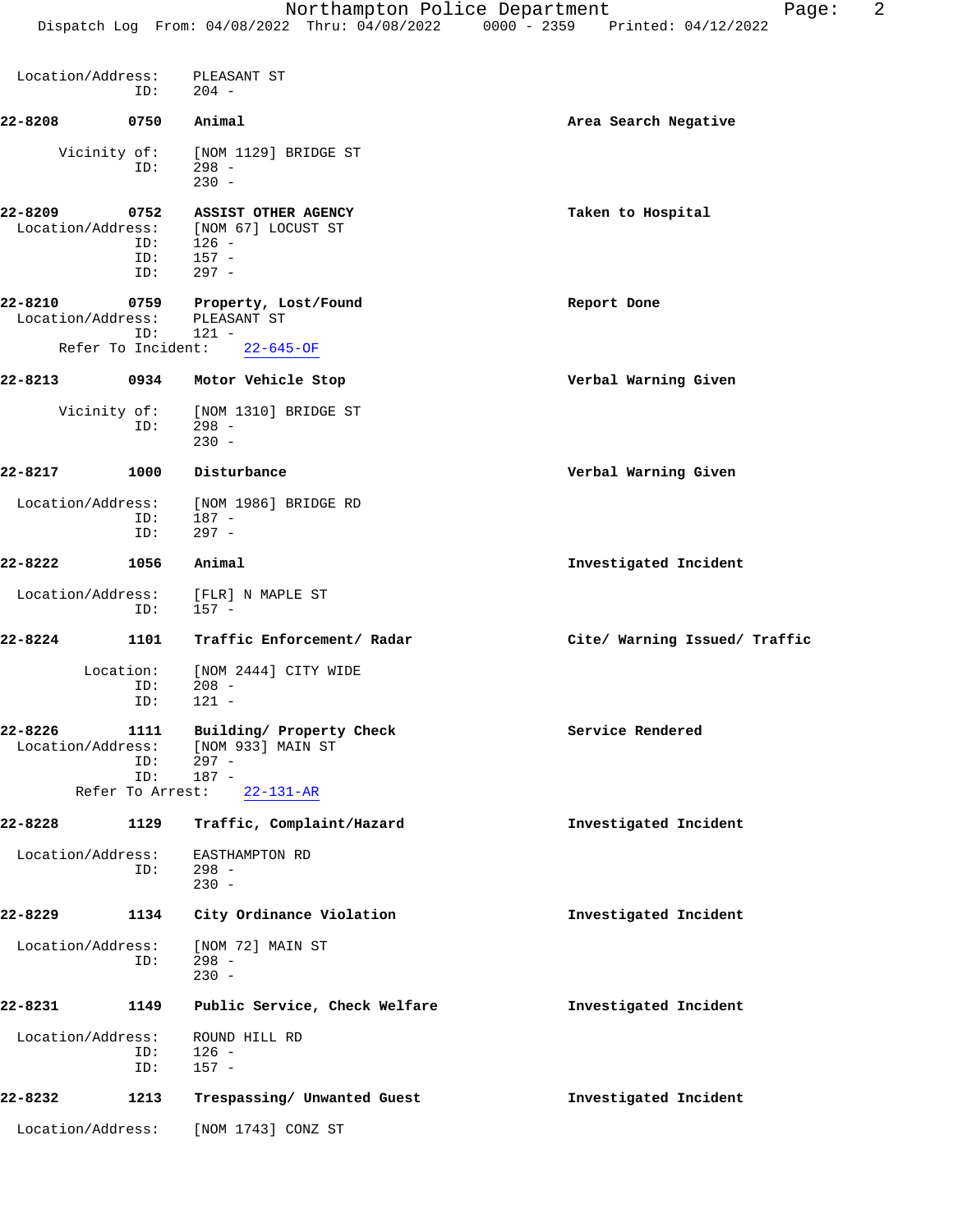Location/Address: PLEASANT ST
ID: 204 -

**22-8208 0750 Animal** — **Area Search Negative**

Vicinity of: [NOM 1129] BRIDGE ST
ID: 298 -
230 -

**22-8209 0752 ASSIST OTHER AGENCY** — **Taken to Hospital**

Location/Address: [NOM 67] LOCUST ST
ID: 126 -
ID: 157 -
ID: 297 -

**22-8210 0759 Property, Lost/Found** — **Report Done**

Location/Address: PLEASANT ST
ID: 121 -
Refer To Incident: 22-645-OF

**22-8213 0934 Motor Vehicle Stop** — **Verbal Warning Given**

Vicinity of: [NOM 1310] BRIDGE ST
ID: 298 -
230 -

**22-8217 1000 Disturbance** — **Verbal Warning Given**

Location/Address: [NOM 1986] BRIDGE RD
ID: 187 -
ID: 297 -

**22-8222 1056 Animal** — **Investigated Incident**

Location/Address: [FLR] N MAPLE ST
ID: 157 -

**22-8224 1101 Traffic Enforcement/ Radar** — **Cite/ Warning Issued/ Traffic**

Location: [NOM 2444] CITY WIDE
ID: 208 -
ID: 121 -

**22-8226 1111 Building/ Property Check** — **Service Rendered**

Location/Address: [NOM 933] MAIN ST
ID: 297 -
ID: 187 -
Refer To Arrest: 22-131-AR

**22-8228 1129 Traffic, Complaint/Hazard** — **Investigated Incident**

Location/Address: EASTHAMPTON RD
ID: 298 -
230 -

**22-8229 1134 City Ordinance Violation** — **Investigated Incident**

Location/Address: [NOM 72] MAIN ST
ID: 298 -
230 -

**22-8231 1149 Public Service, Check Welfare** — **Investigated Incident**

Location/Address: ROUND HILL RD
ID: 126 -
ID: 157 -

**22-8232 1213 Trespassing/ Unwanted Guest** — **Investigated Incident**

Location/Address: [NOM 1743] CONZ ST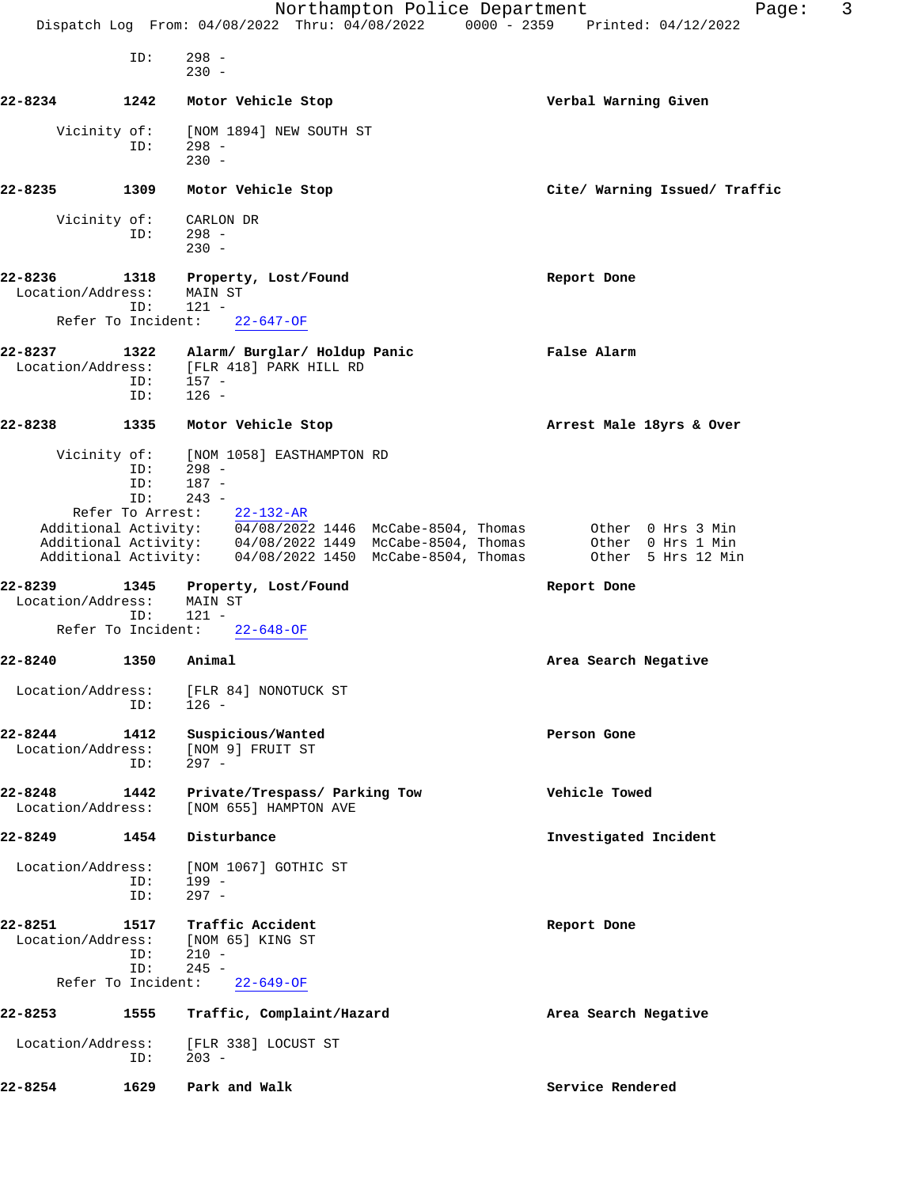ID: 298 -
230 -

**22-8234** 1242 Motor Vehicle Stop — Verbal Warning Given

Vicinity of: [NOM 1894] NEW SOUTH ST
ID: 298 -
230 -

**22-8235** 1309 Motor Vehicle Stop — Cite/ Warning Issued/ Traffic

Vicinity of: CARLON DR
ID: 298 -
230 -

**22-8236** 1318 Property, Lost/Found — Report Done
Location/Address: MAIN ST
ID: 121 -
Refer To Incident: 22-647-OF

**22-8237** 1322 Alarm/ Burglar/ Holdup Panic — False Alarm
Location/Address: [FLR 418] PARK HILL RD
ID: 157 -
ID: 126 -

**22-8238** 1335 Motor Vehicle Stop — Arrest Male 18yrs & Over

Vicinity of: [NOM 1058] EASTHAMPTON RD
ID: 298 -
ID: 187 -
ID: 243 -
Refer To Arrest: 22-132-AR
Additional Activity: 04/08/2022 1446 McCabe-8504, Thomas — Other 0 Hrs 3 Min
Additional Activity: 04/08/2022 1449 McCabe-8504, Thomas — Other 0 Hrs 1 Min
Additional Activity: 04/08/2022 1450 McCabe-8504, Thomas — Other 5 Hrs 12 Min

**22-8239** 1345 Property, Lost/Found — Report Done
Location/Address: MAIN ST
ID: 121 -
Refer To Incident: 22-648-OF

**22-8240** 1350 Animal — Area Search Negative

Location/Address: [FLR 84] NONOTUCK ST
ID: 126 -

**22-8244** 1412 Suspicious/Wanted — Person Gone
Location/Address: [NOM 9] FRUIT ST
ID: 297 -

**22-8248** 1442 Private/Trespass/ Parking Tow — Vehicle Towed
Location/Address: [NOM 655] HAMPTON AVE

**22-8249** 1454 Disturbance — Investigated Incident

Location/Address: [NOM 1067] GOTHIC ST
ID: 199 -
ID: 297 -

**22-8251** 1517 Traffic Accident — Report Done
Location/Address: [NOM 65] KING ST
ID: 210 -
ID: 245 -
Refer To Incident: 22-649-OF

**22-8253** 1555 Traffic, Complaint/Hazard — Area Search Negative

Location/Address: [FLR 338] LOCUST ST
ID: 203 -

**22-8254** 1629 Park and Walk — Service Rendered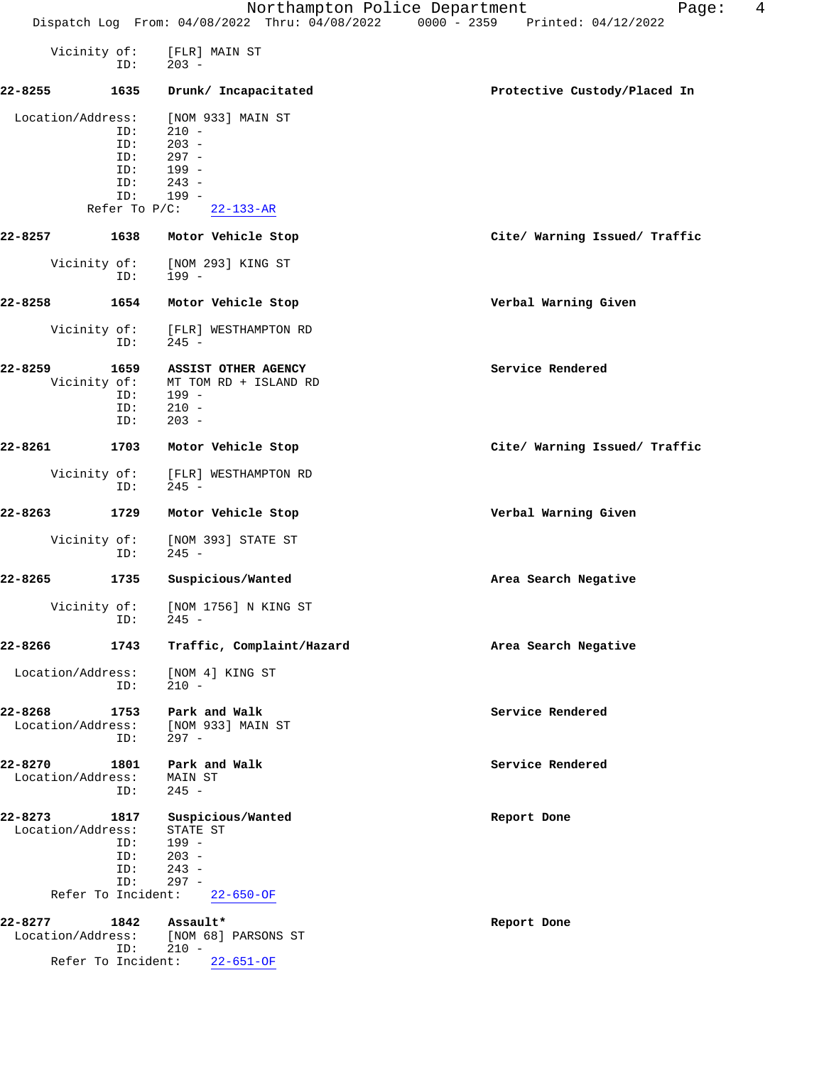Vicinity of: [FLR] MAIN ST
ID: 203 -

**22-8255 1635 Drunk/ Incapacitated** — Protective Custody/Placed In

Location/Address: [NOM 933] MAIN ST
ID: 210 -
ID: 203 -
ID: 297 -
ID: 199 -
ID: 243 -
ID: 199 -
Refer To P/C: 22-133-AR

**22-8257 1638 Motor Vehicle Stop** — Cite/ Warning Issued/ Traffic

Vicinity of: [NOM 293] KING ST
ID: 199 -

**22-8258 1654 Motor Vehicle Stop** — Verbal Warning Given

Vicinity of: [FLR] WESTHAMPTON RD
ID: 245 -

**22-8259 1659 ASSIST OTHER AGENCY** — Service Rendered

Vicinity of: MT TOM RD + ISLAND RD
ID: 199 -
ID: 210 -
ID: 203 -

**22-8261 1703 Motor Vehicle Stop** — Cite/ Warning Issued/ Traffic

Vicinity of: [FLR] WESTHAMPTON RD
ID: 245 -

**22-8263 1729 Motor Vehicle Stop** — Verbal Warning Given

Vicinity of: [NOM 393] STATE ST
ID: 245 -

**22-8265 1735 Suspicious/Wanted** — Area Search Negative

Vicinity of: [NOM 1756] N KING ST
ID: 245 -

**22-8266 1743 Traffic, Complaint/Hazard** — Area Search Negative

Location/Address: [NOM 4] KING ST
ID: 210 -

**22-8268 1753 Park and Walk** — Service Rendered

Location/Address: [NOM 933] MAIN ST
ID: 297 -

**22-8270 1801 Park and Walk** — Service Rendered

Location/Address: MAIN ST
ID: 245 -

**22-8273 1817 Suspicious/Wanted** — Report Done

Location/Address: STATE ST
ID: 199 -
ID: 203 -
ID: 243 -
ID: 297 -
Refer To Incident: 22-650-OF

**22-8277 1842 Assault*** — Report Done

Location/Address: [NOM 68] PARSONS ST
ID: 210 -
Refer To Incident: 22-651-OF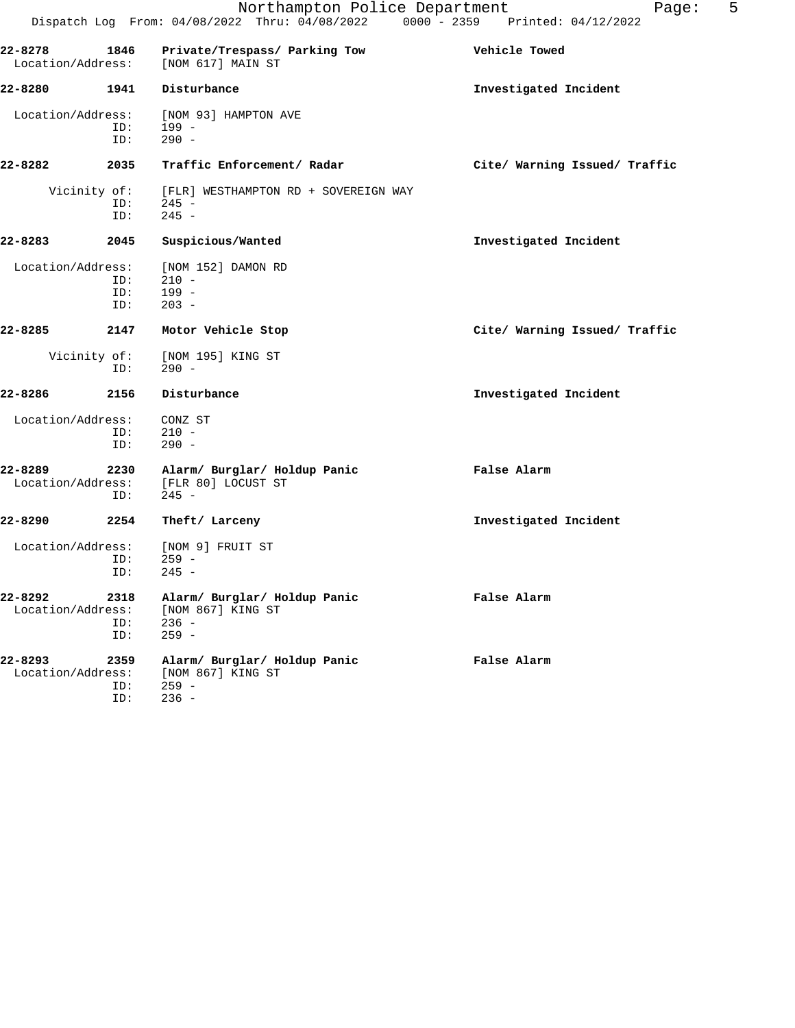**22-8278 1846 Private/Trespass/ Parking Tow** **Vehicle Towed**
Location/Address: [NOM 617] MAIN ST

**22-8280 1941 Disturbance** **Investigated Incident**

Location/Address: [NOM 93] HAMPTON AVE
ID: 199 -
ID: 290 -

**22-8282 2035 Traffic Enforcement/ Radar** **Cite/ Warning Issued/ Traffic**

Vicinity of: [FLR] WESTHAMPTON RD + SOVEREIGN WAY
ID: 245 -
ID: 245 -

**22-8283 2045 Suspicious/Wanted** **Investigated Incident**

Location/Address: [NOM 152] DAMON RD
ID: 210 -
ID: 199 -
ID: 203 -

**22-8285 2147 Motor Vehicle Stop** **Cite/ Warning Issued/ Traffic**

Vicinity of: [NOM 195] KING ST
ID: 290 -

**22-8286 2156 Disturbance** **Investigated Incident**

Location/Address: CONZ ST
ID: 210 -
ID: 290 -

**22-8289 2230 Alarm/ Burglar/ Holdup Panic** **False Alarm**
Location/Address: [FLR 80] LOCUST ST
ID: 245 -

**22-8290 2254 Theft/ Larceny** **Investigated Incident**

Location/Address: [NOM 9] FRUIT ST
ID: 259 -
ID: 245 -

**22-8292 2318 Alarm/ Burglar/ Holdup Panic** **False Alarm**
Location/Address: [NOM 867] KING ST
ID: 236 -
ID: 259 -

**22-8293 2359 Alarm/ Burglar/ Holdup Panic** **False Alarm**
Location/Address: [NOM 867] KING ST
ID: 259 -
ID: 236 -